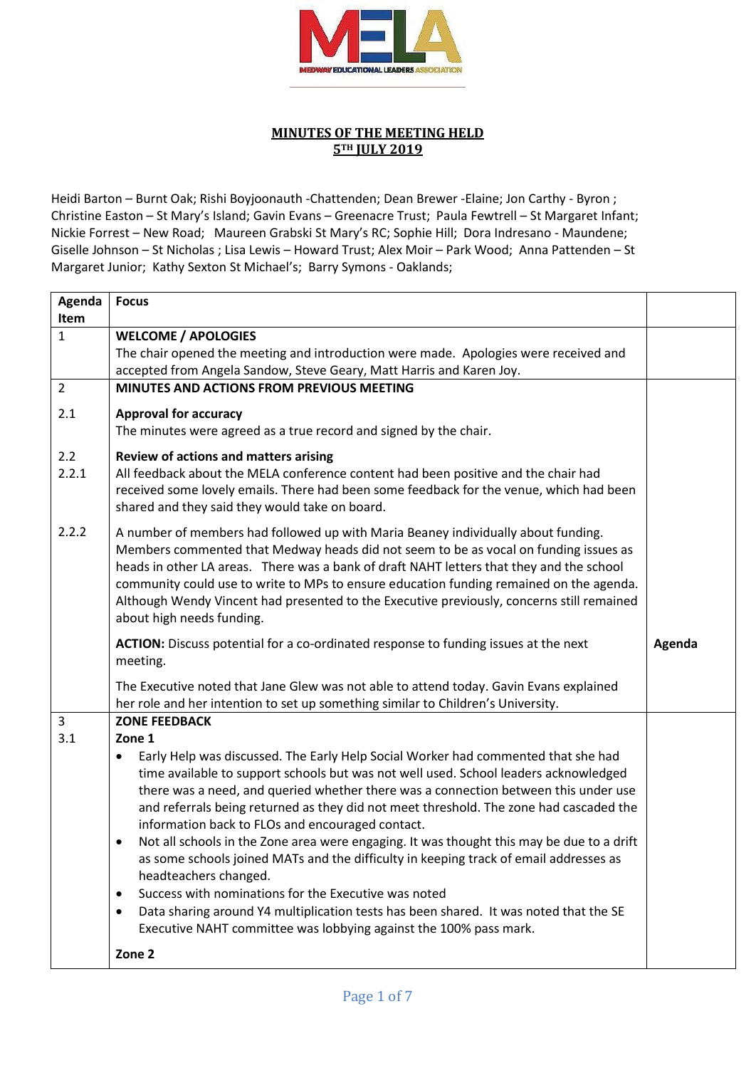MEDWAY EDUCATIONAL LEADERS ASSOCIATION

## MINUTES OF THE MEETING HELD 5TH JULY 2019

Heidi Barton – Burnt Oak; Rishi Boyjoonauth -Chattenden; Dean Brewer -Elaine; Jon Carthy - Byron ; Christine Easton – St Mary's Island; Gavin Evans – Greenacre Trust; Paula Fewtrell – St Margaret Infant; Nickie Forrest – New Road; Maureen Grabski St Mary's RC; Sophie Hill; Dora Indresano - Maundene; Giselle Johnson – St Nicholas ; Lisa Lewis – Howard Trust; Alex Moir – Park Wood; Anna Pattenden – St Margaret Junior; Kathy Sexton St Michael's; Barry Symons - Oaklands;

| Agenda Item | Focus | |
|---|---|---|
| 1 | **WELCOME / APOLOGIES**<br>The chair opened the meeting and introduction were made. Apologies were received and accepted from Angela Sandow, Steve Geary, Matt Harris and Karen Joy. | |
| 2 | **MINUTES AND ACTIONS FROM PREVIOUS MEETING** | |
| 2.1 | **Approval for accuracy**<br>The minutes were agreed as a true record and signed by the chair. | |
| 2.2<br>2.2.1 | **Review of actions and matters arising**<br>All feedback about the MELA conference content had been positive and the chair had received some lovely emails. There had been some feedback for the venue, which had been shared and they said they would take on board. | |
| 2.2.2 | A number of members had followed up with Maria Beaney individually about funding. Members commented that Medway heads did not seem to be as vocal on funding issues as heads in other LA areas. There was a bank of draft NAHT letters that they and the school community could use to write to MPs to ensure education funding remained on the agenda. Although Wendy Vincent had presented to the Executive previously, concerns still remained about high needs funding. | |
| | **ACTION:** Discuss potential for a co-ordinated response to funding issues at the next meeting. | **Agenda** |
| | The Executive noted that Jane Glew was not able to attend today. Gavin Evans explained her role and her intention to set up something similar to Children's University. | |
| 3<br>3.1 | **ZONE FEEDBACK**<br>**Zone 1**<br>• Early Help was discussed. The Early Help Social Worker had commented that she had time available to support schools but was not well used. School leaders acknowledged there was a need, and queried whether there was a connection between this under use and referrals being returned as they did not meet threshold. The zone had cascaded the information back to FLOs and encouraged contact.<br>• Not all schools in the Zone area were engaging. It was thought this may be due to a drift as some schools joined MATs and the difficulty in keeping track of email addresses as headteachers changed.<br>• Success with nominations for the Executive was noted<br>• Data sharing around Y4 multiplication tests has been shared. It was noted that the SE Executive NAHT committee was lobbying against the 100% pass mark.<br><br>**Zone 2** | |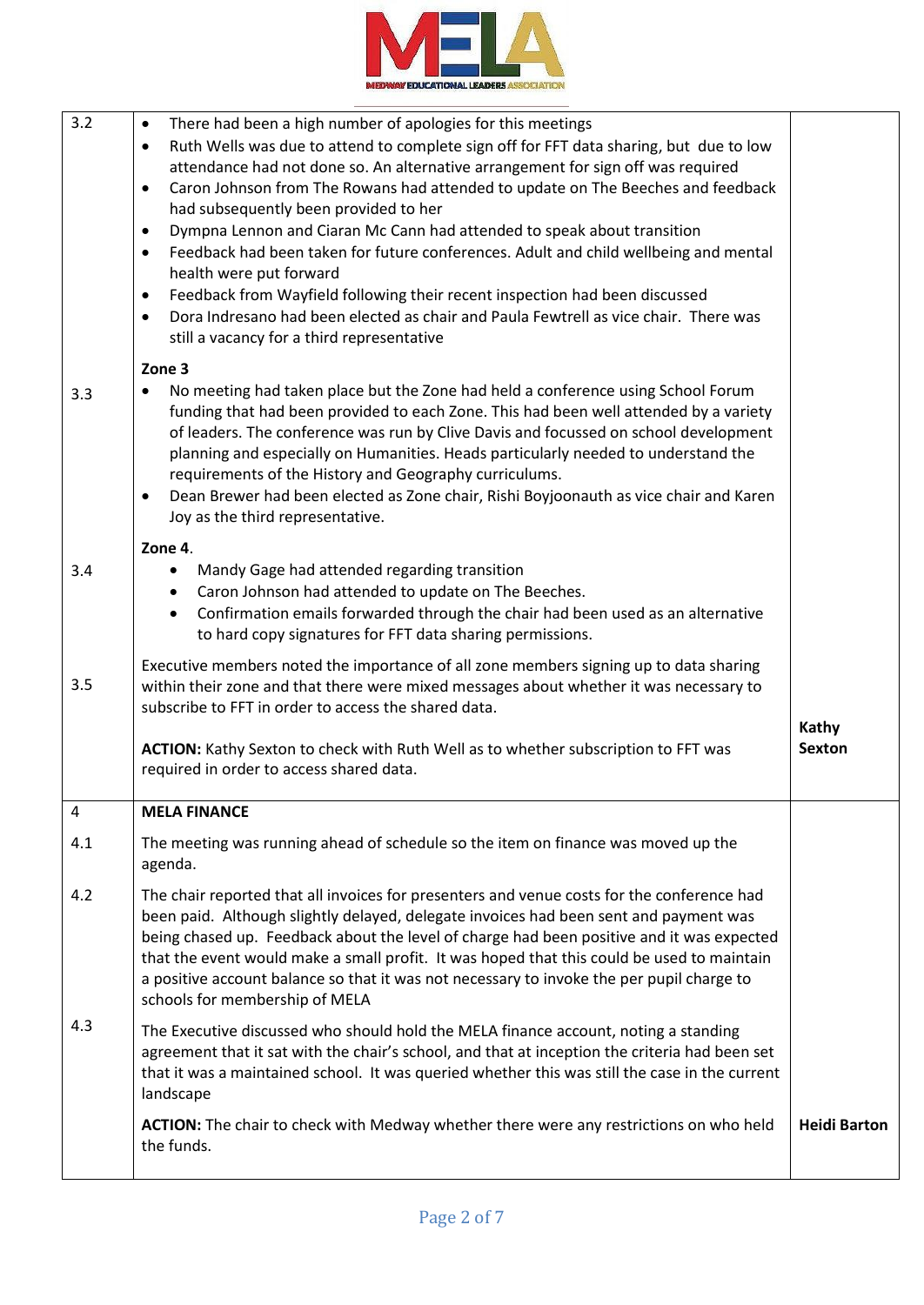| | | |
|---|---|---|
| 3.2 | • There had been a high number of apologies for this meetings<br>• Ruth Wells was due to attend to complete sign off for FFT data sharing, but due to low attendance had not done so. An alternative arrangement for sign off was required<br>• Caron Johnson from The Rowans had attended to update on The Beeches and feedback had subsequently been provided to her<br>• Dympna Lennon and Ciaran Mc Cann had attended to speak about transition<br>• Feedback had been taken for future conferences. Adult and child wellbeing and mental health were put forward<br>• Feedback from Wayfield following their recent inspection had been discussed<br>• Dora Indresano had been elected as chair and Paula Fewtrell as vice chair. There was still a vacancy for a third representative | |
| 3.3 | **Zone 3**<br>• No meeting had taken place but the Zone had held a conference using School Forum funding that had been provided to each Zone. This had been well attended by a variety of leaders. The conference was run by Clive Davis and focussed on school development planning and especially on Humanities. Heads particularly needed to understand the requirements of the History and Geography curriculums.<br>• Dean Brewer had been elected as Zone chair, Rishi Boyjoonauth as vice chair and Karen Joy as the third representative. | |
| 3.4 | **Zone 4**.<br>• Mandy Gage had attended regarding transition<br>• Caron Johnson had attended to update on The Beeches.<br>• Confirmation emails forwarded through the chair had been used as an alternative to hard copy signatures for FFT data sharing permissions. | |
| 3.5 | Executive members noted the importance of all zone members signing up to data sharing within their zone and that there were mixed messages about whether it was necessary to subscribe to FFT in order to access the shared data.<br><br>**ACTION:** Kathy Sexton to check with Ruth Well as to whether subscription to FFT was required in order to access shared data. | **Kathy Sexton** |
| 4 | **MELA FINANCE** | |
| 4.1 | The meeting was running ahead of schedule so the item on finance was moved up the agenda. | |
| 4.2 | The chair reported that all invoices for presenters and venue costs for the conference had been paid. Although slightly delayed, delegate invoices had been sent and payment was being chased up. Feedback about the level of charge had been positive and it was expected that the event would make a small profit. It was hoped that this could be used to maintain a positive account balance so that it was not necessary to invoke the per pupil charge to schools for membership of MELA | |
| 4.3 | The Executive discussed who should hold the MELA finance account, noting a standing agreement that it sat with the chair's school, and that at inception the criteria had been set that it was a maintained school. It was queried whether this was still the case in the current landscape<br><br>**ACTION:** The chair to check with Medway whether there were any restrictions on who held the funds. | **Heidi Barton** |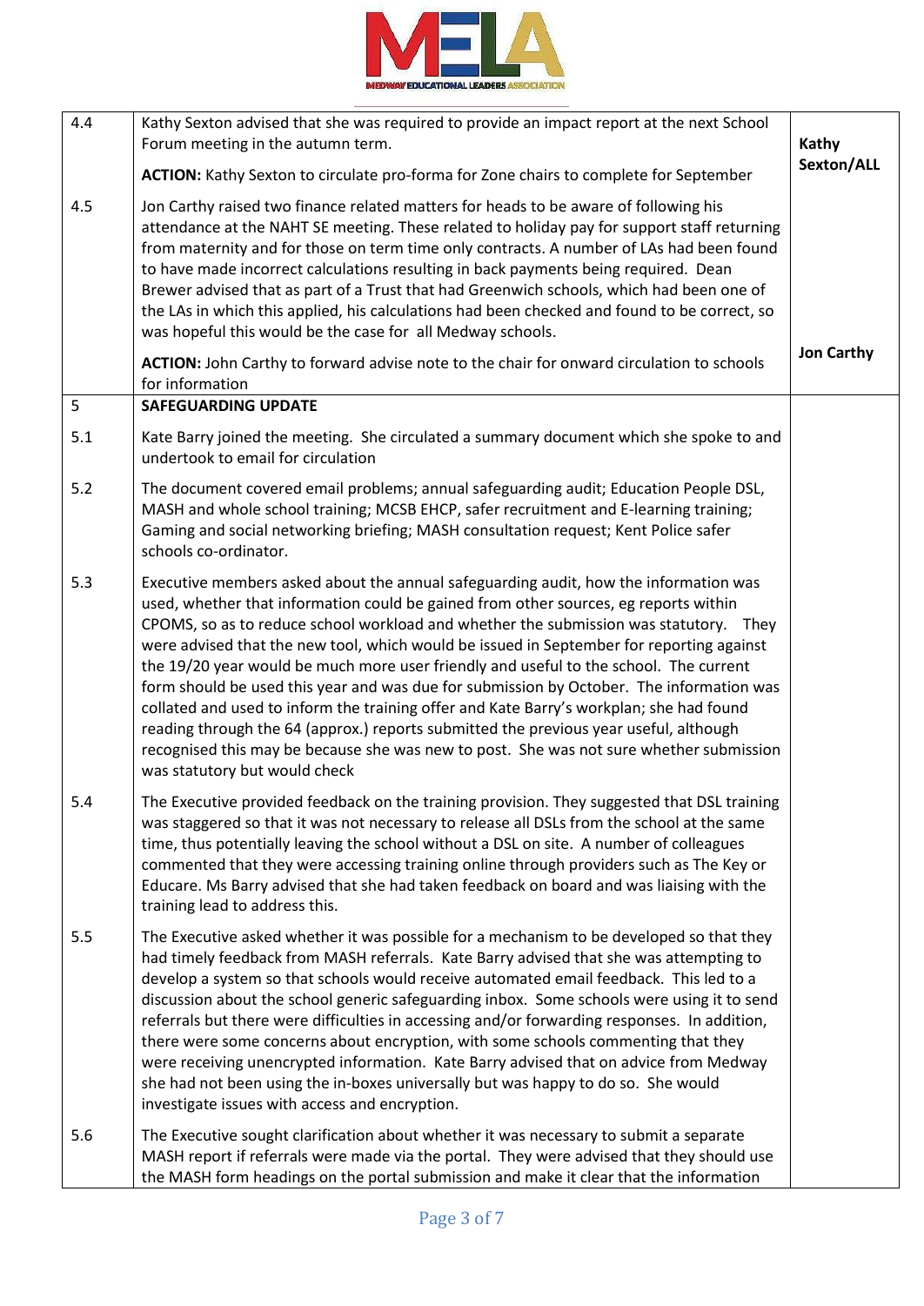| | | |
|---|---|---|
| 4.4 | Kathy Sexton advised that she was required to provide an impact report at the next School Forum meeting in the autumn term.<br><br>**ACTION:** Kathy Sexton to circulate pro-forma for Zone chairs to complete for September | **Kathy Sexton/ALL** |
| 4.5 | Jon Carthy raised two finance related matters for heads to be aware of following his attendance at the NAHT SE meeting. These related to holiday pay for support staff returning from maternity and for those on term time only contracts. A number of LAs had been found to have made incorrect calculations resulting in back payments being required. Dean Brewer advised that as part of a Trust that had Greenwich schools, which had been one of the LAs in which this applied, his calculations had been checked and found to be correct, so was hopeful this would be the case for all Medway schools.<br><br>**ACTION:** John Carthy to forward advise note to the chair for onward circulation to schools for information | **Jon Carthy** |
| 5 | **SAFEGUARDING UPDATE** | |
| 5.1 | Kate Barry joined the meeting. She circulated a summary document which she spoke to and undertook to email for circulation | |
| 5.2 | The document covered email problems; annual safeguarding audit; Education People DSL, MASH and whole school training; MCSB EHCP, safer recruitment and E-learning training; Gaming and social networking briefing; MASH consultation request; Kent Police safer schools co-ordinator. | |
| 5.3 | Executive members asked about the annual safeguarding audit, how the information was used, whether that information could be gained from other sources, eg reports within CPOMS, so as to reduce school workload and whether the submission was statutory. They were advised that the new tool, which would be issued in September for reporting against the 19/20 year would be much more user friendly and useful to the school. The current form should be used this year and was due for submission by October. The information was collated and used to inform the training offer and Kate Barry's workplan; she had found reading through the 64 (approx.) reports submitted the previous year useful, although recognised this may be because she was new to post. She was not sure whether submission was statutory but would check | |
| 5.4 | The Executive provided feedback on the training provision. They suggested that DSL training was staggered so that it was not necessary to release all DSLs from the school at the same time, thus potentially leaving the school without a DSL on site. A number of colleagues commented that they were accessing training online through providers such as The Key or Educare. Ms Barry advised that she had taken feedback on board and was liaising with the training lead to address this. | |
| 5.5 | The Executive asked whether it was possible for a mechanism to be developed so that they had timely feedback from MASH referrals. Kate Barry advised that she was attempting to develop a system so that schools would receive automated email feedback. This led to a discussion about the school generic safeguarding inbox. Some schools were using it to send referrals but there were difficulties in accessing and/or forwarding responses. In addition, there were some concerns about encryption, with some schools commenting that they were receiving unencrypted information. Kate Barry advised that on advice from Medway she had not been using the in-boxes universally but was happy to do so. She would investigate issues with access and encryption. | |
| 5.6 | The Executive sought clarification about whether it was necessary to submit a separate MASH report if referrals were made via the portal. They were advised that they should use the MASH form headings on the portal submission and make it clear that the information | |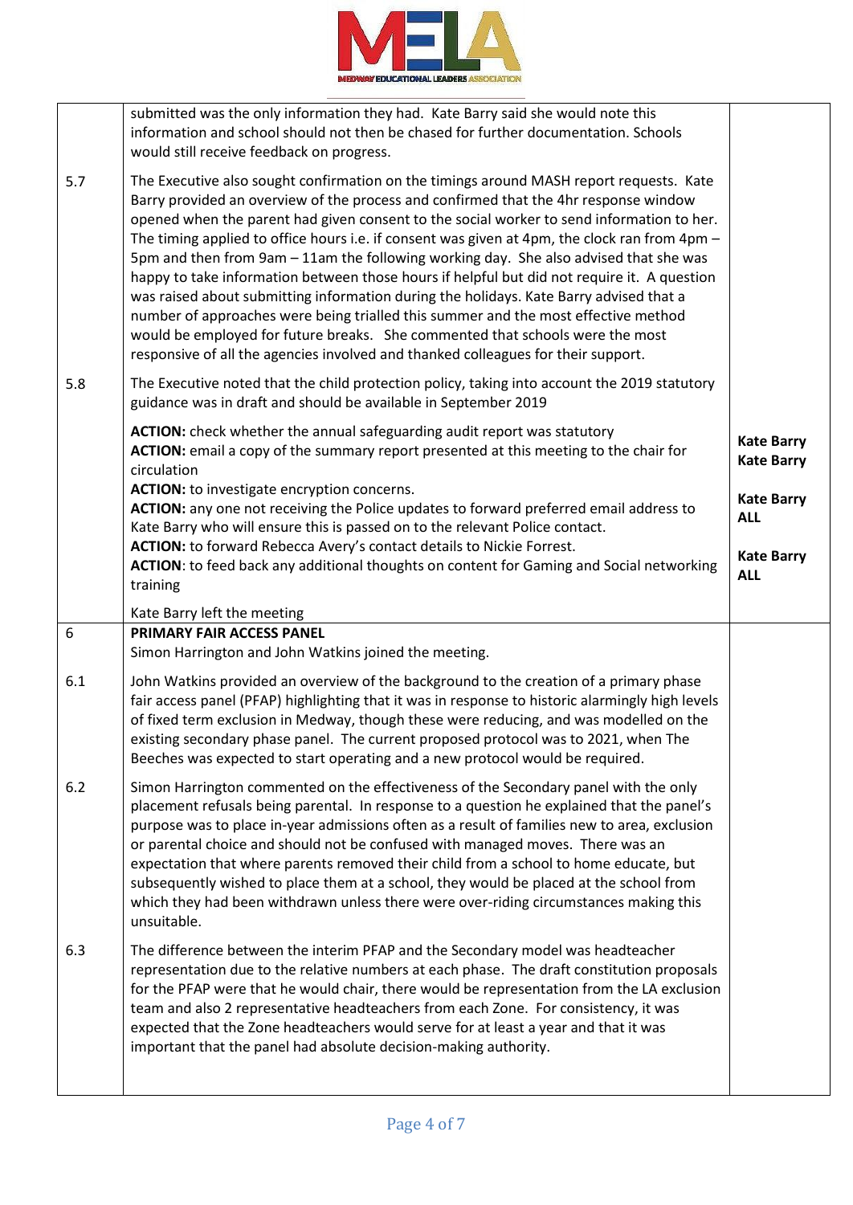| | | |
|---|---|---|
| | submitted was the only information they had. Kate Barry said she would note this information and school should not then be chased for further documentation. Schools would still receive feedback on progress. | |
| 5.7 | The Executive also sought confirmation on the timings around MASH report requests. Kate Barry provided an overview of the process and confirmed that the 4hr response window opened when the parent had given consent to the social worker to send information to her. The timing applied to office hours i.e. if consent was given at 4pm, the clock ran from 4pm – 5pm and then from 9am – 11am the following working day. She also advised that she was happy to take information between those hours if helpful but did not require it. A question was raised about submitting information during the holidays. Kate Barry advised that a number of approaches were being trialled this summer and the most effective method would be employed for future breaks. She commented that schools were the most responsive of all the agencies involved and thanked colleagues for their support. | |
| 5.8 | The Executive noted that the child protection policy, taking into account the 2019 statutory guidance was in draft and should be available in September 2019 | |
| | **ACTION:** check whether the annual safeguarding audit report was statutory | **Kate Barry** |
| | **ACTION:** email a copy of the summary report presented at this meeting to the chair for circulation | **Kate Barry** |
| | **ACTION:** to investigate encryption concerns. | **Kate Barry** |
| | **ACTION:** any one not receiving the Police updates to forward preferred email address to Kate Barry who will ensure this is passed on to the relevant Police contact. | **ALL** |
| | **ACTION:** to forward Rebecca Avery's contact details to Nickie Forrest. | **Kate Barry** |
| | **ACTION**: to feed back any additional thoughts on content for Gaming and Social networking training | **ALL** |
| | Kate Barry left the meeting | |
| 6 | **PRIMARY FAIR ACCESS PANEL**<br>Simon Harrington and John Watkins joined the meeting. | |
| 6.1 | John Watkins provided an overview of the background to the creation of a primary phase fair access panel (PFAP) highlighting that it was in response to historic alarmingly high levels of fixed term exclusion in Medway, though these were reducing, and was modelled on the existing secondary phase panel. The current proposed protocol was to 2021, when The Beeches was expected to start operating and a new protocol would be required. | |
| 6.2 | Simon Harrington commented on the effectiveness of the Secondary panel with the only placement refusals being parental. In response to a question he explained that the panel's purpose was to place in-year admissions often as a result of families new to area, exclusion or parental choice and should not be confused with managed moves. There was an expectation that where parents removed their child from a school to home educate, but subsequently wished to place them at a school, they would be placed at the school from which they had been withdrawn unless there were over-riding circumstances making this unsuitable. | |
| 6.3 | The difference between the interim PFAP and the Secondary model was headteacher representation due to the relative numbers at each phase. The draft constitution proposals for the PFAP were that he would chair, there would be representation from the LA exclusion team and also 2 representative headteachers from each Zone. For consistency, it was expected that the Zone headteachers would serve for at least a year and that it was important that the panel had absolute decision-making authority. | |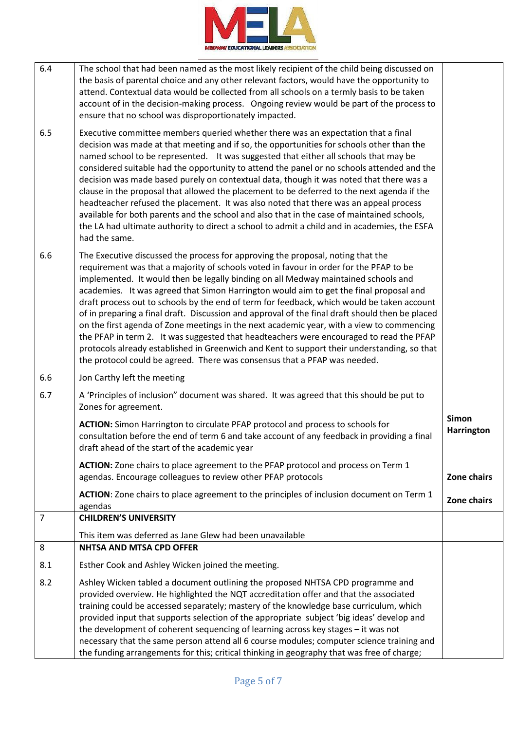| | | |
|---|---|---|
| 6.4 | The school that had been named as the most likely recipient of the child being discussed on the basis of parental choice and any other relevant factors, would have the opportunity to attend. Contextual data would be collected from all schools on a termly basis to be taken account of in the decision-making process. Ongoing review would be part of the process to ensure that no school was disproportionately impacted. | |
| 6.5 | Executive committee members queried whether there was an expectation that a final decision was made at that meeting and if so, the opportunities for schools other than the named school to be represented. It was suggested that either all schools that may be considered suitable had the opportunity to attend the panel or no schools attended and the decision was made based purely on contextual data, though it was noted that there was a clause in the proposal that allowed the placement to be deferred to the next agenda if the headteacher refused the placement. It was also noted that there was an appeal process available for both parents and the school and also that in the case of maintained schools, the LA had ultimate authority to direct a school to admit a child and in academies, the ESFA had the same. | |
| 6.6 | The Executive discussed the process for approving the proposal, noting that the requirement was that a majority of schools voted in favour in order for the PFAP to be implemented. It would then be legally binding on all Medway maintained schools and academies. It was agreed that Simon Harrington would aim to get the final proposal and draft process out to schools by the end of term for feedback, which would be taken account of in preparing a final draft. Discussion and approval of the final draft should then be placed on the first agenda of Zone meetings in the next academic year, with a view to commencing the PFAP in term 2. It was suggested that headteachers were encouraged to read the PFAP protocols already established in Greenwich and Kent to support their understanding, so that the protocol could be agreed. There was consensus that a PFAP was needed. | |
| 6.6 | Jon Carthy left the meeting | |
| 6.7 | A 'Principles of inclusion" document was shared. It was agreed that this should be put to Zones for agreement. | |
| | **ACTION:** Simon Harrington to circulate PFAP protocol and process to schools for consultation before the end of term 6 and take account of any feedback in providing a final draft ahead of the start of the academic year | **Simon Harrington** |
| | **ACTION:** Zone chairs to place agreement to the PFAP protocol and process on Term 1 agendas. Encourage colleagues to review other PFAP protocols | **Zone chairs** |
| | **ACTION**: Zone chairs to place agreement to the principles of inclusion document on Term 1 agendas | **Zone chairs** |
| 7 | **CHILDREN'S UNIVERSITY** | |
| | This item was deferred as Jane Glew had been unavailable | |
| 8 | **NHTSA AND MTSA CPD OFFER** | |
| 8.1 | Esther Cook and Ashley Wicken joined the meeting. | |
| 8.2 | Ashley Wicken tabled a document outlining the proposed NHTSA CPD programme and provided overview. He highlighted the NQT accreditation offer and that the associated training could be accessed separately; mastery of the knowledge base curriculum, which provided input that supports selection of the appropriate subject 'big ideas' develop and the development of coherent sequencing of learning across key stages – it was not necessary that the same person attend all 6 course modules; computer science training and the funding arrangements for this; critical thinking in geography that was free of charge; | |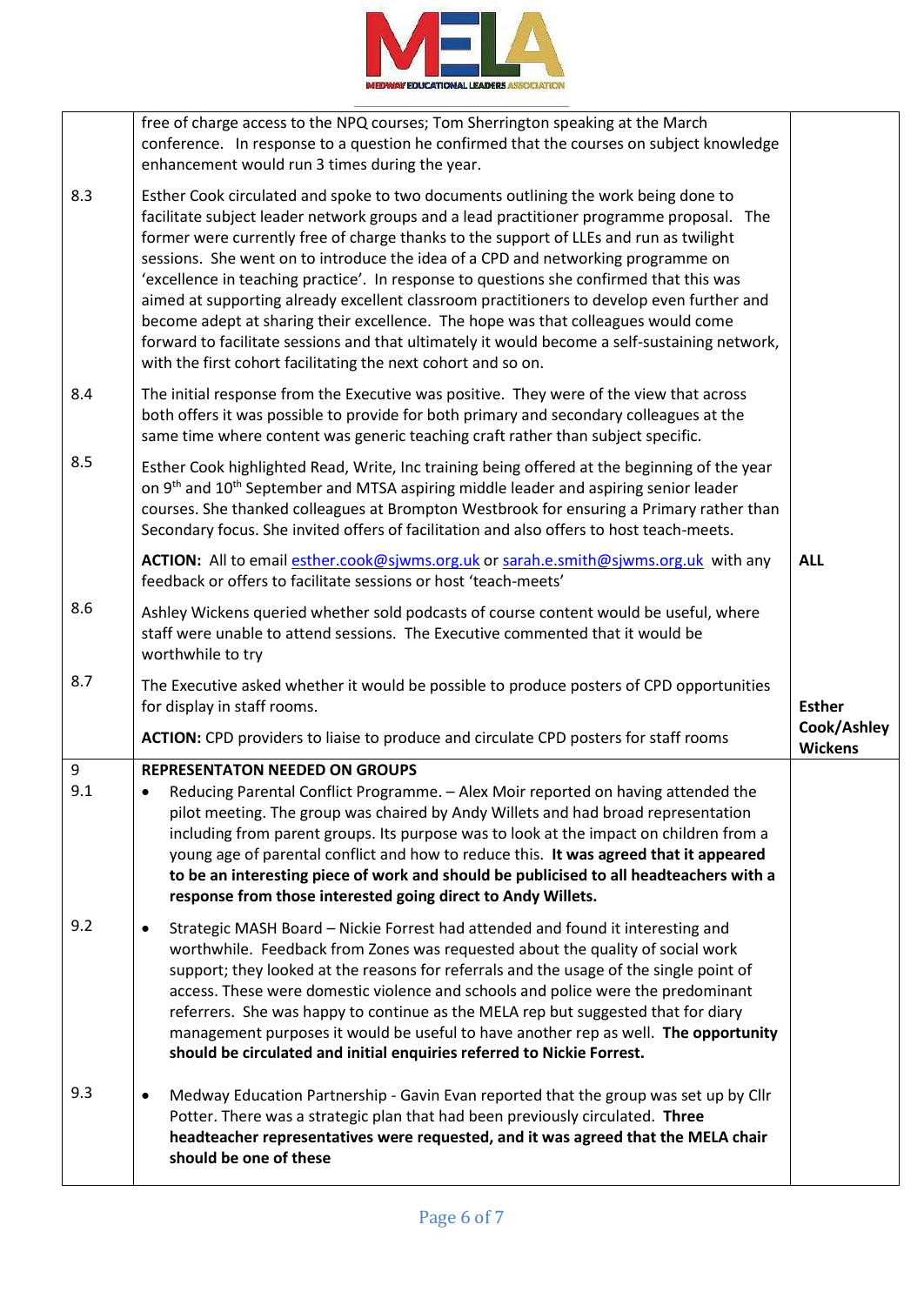| | | |
|---|---|---|
| | free of charge access to the NPQ courses; Tom Sherrington speaking at the March conference. In response to a question he confirmed that the courses on subject knowledge enhancement would run 3 times during the year. | |
| 8.3 | Esther Cook circulated and spoke to two documents outlining the work being done to facilitate subject leader network groups and a lead practitioner programme proposal. The former were currently free of charge thanks to the support of LLEs and run as twilight sessions. She went on to introduce the idea of a CPD and networking programme on 'excellence in teaching practice'. In response to questions she confirmed that this was aimed at supporting already excellent classroom practitioners to develop even further and become adept at sharing their excellence. The hope was that colleagues would come forward to facilitate sessions and that ultimately it would become a self-sustaining network, with the first cohort facilitating the next cohort and so on. | |
| 8.4 | The initial response from the Executive was positive. They were of the view that across both offers it was possible to provide for both primary and secondary colleagues at the same time where content was generic teaching craft rather than subject specific. | |
| 8.5 | Esther Cook highlighted Read, Write, Inc training being offered at the beginning of the year on 9th and 10th September and MTSA aspiring middle leader and aspiring senior leader courses. She thanked colleagues at Brompton Westbrook for ensuring a Primary rather than Secondary focus. She invited offers of facilitation and also offers to host teach-meets. | |
| | **ACTION:** All to email esther.cook@sjwms.org.uk or sarah.e.smith@sjwms.org.uk with any feedback or offers to facilitate sessions or host 'teach-meets' | **ALL** |
| 8.6 | Ashley Wickens queried whether sold podcasts of course content would be useful, where staff were unable to attend sessions. The Executive commented that it would be worthwhile to try | |
| 8.7 | The Executive asked whether it would be possible to produce posters of CPD opportunities for display in staff rooms.<br><br>**ACTION:** CPD providers to liaise to produce and circulate CPD posters for staff rooms | **Esther Cook/Ashley Wickens** |
| 9<br>9.1 | **REPRESENTATON NEEDED ON GROUPS**<br>• Reducing Parental Conflict Programme. – Alex Moir reported on having attended the pilot meeting. The group was chaired by Andy Willets and had broad representation including from parent groups. Its purpose was to look at the impact on children from a young age of parental conflict and how to reduce this. **It was agreed that it appeared to be an interesting piece of work and should be publicised to all headteachers with a response from those interested going direct to Andy Willets.** | |
| 9.2 | • Strategic MASH Board – Nickie Forrest had attended and found it interesting and worthwhile. Feedback from Zones was requested about the quality of social work support; they looked at the reasons for referrals and the usage of the single point of access. These were domestic violence and schools and police were the predominant referrers. She was happy to continue as the MELA rep but suggested that for diary management purposes it would be useful to have another rep as well. **The opportunity should be circulated and initial enquiries referred to Nickie Forrest.** | |
| 9.3 | • Medway Education Partnership - Gavin Evan reported that the group was set up by Cllr Potter. There was a strategic plan that had been previously circulated. **Three headteacher representatives were requested, and it was agreed that the MELA chair should be one of these** | |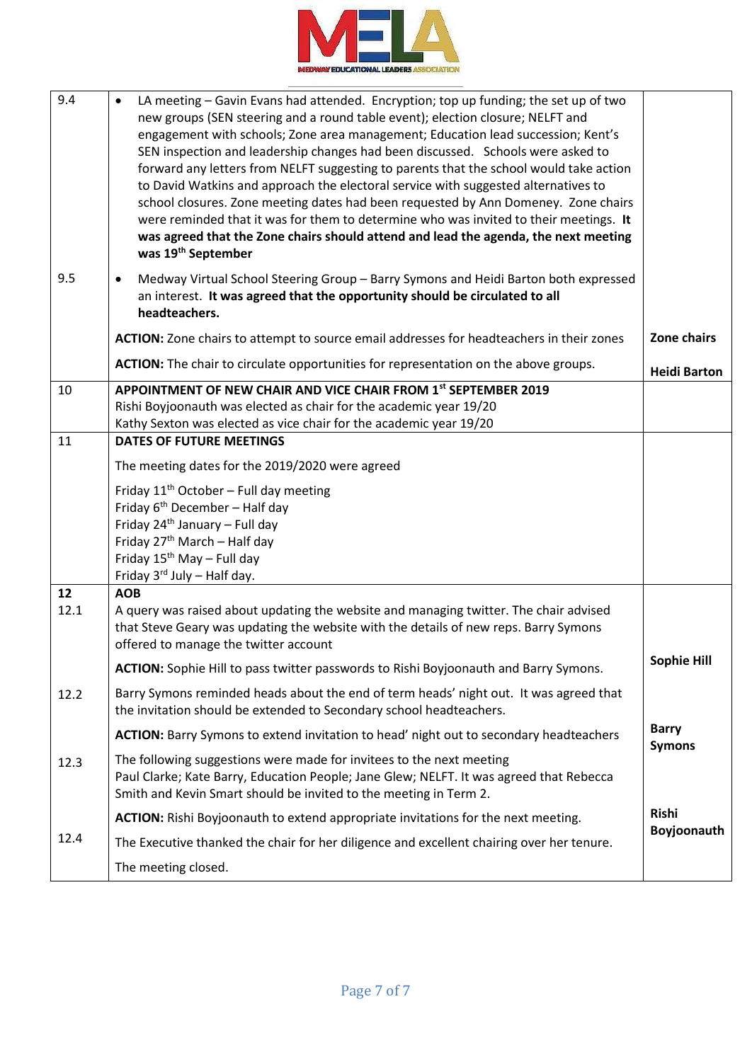| | | |
|---|---|---|
| 9.4 | • LA meeting – Gavin Evans had attended. Encryption; top up funding; the set up of two new groups (SEN steering and a round table event); election closure; NELFT and engagement with schools; Zone area management; Education lead succession; Kent's SEN inspection and leadership changes had been discussed. Schools were asked to forward any letters from NELFT suggesting to parents that the school would take action to David Watkins and approach the electoral service with suggested alternatives to school closures. Zone meeting dates had been requested by Ann Domeney. Zone chairs were reminded that it was for them to determine who was invited to their meetings. **It was agreed that the Zone chairs should attend and lead the agenda, the next meeting was 19th September** | |
| 9.5 | • Medway Virtual School Steering Group – Barry Symons and Heidi Barton both expressed an interest. **It was agreed that the opportunity should be circulated to all headteachers.** | |
| | **ACTION:** Zone chairs to attempt to source email addresses for headteachers in their zones | **Zone chairs** |
| | **ACTION:** The chair to circulate opportunities for representation on the above groups. | **Heidi Barton** |
| 10 | **APPOINTMENT OF NEW CHAIR AND VICE CHAIR FROM 1st SEPTEMBER 2019**<br>Rishi Boyjoonauth was elected as chair for the academic year 19/20<br>Kathy Sexton was elected as vice chair for the academic year 19/20 | |
| 11 | **DATES OF FUTURE MEETINGS**<br>The meeting dates for the 2019/2020 were agreed<br>Friday 11th October – Full day meeting<br>Friday 6th December – Half day<br>Friday 24th January – Full day<br>Friday 27th March – Half day<br>Friday 15th May – Full day<br>Friday 3rd July – Half day. | |
| **12** | **AOB** | |
| 12.1 | A query was raised about updating the website and managing twitter. The chair advised that Steve Geary was updating the website with the details of new reps. Barry Symons offered to manage the twitter account | |
| | **ACTION:** Sophie Hill to pass twitter passwords to Rishi Boyjoonauth and Barry Symons. | **Sophie Hill** |
| 12.2 | Barry Symons reminded heads about the end of term heads' night out. It was agreed that the invitation should be extended to Secondary school headteachers. | |
| | **ACTION:** Barry Symons to extend invitation to head' night out to secondary headteachers | **Barry Symons** |
| 12.3 | The following suggestions were made for invitees to the next meeting<br>Paul Clarke; Kate Barry, Education People; Jane Glew; NELFT. It was agreed that Rebecca Smith and Kevin Smart should be invited to the meeting in Term 2. | |
| | **ACTION:** Rishi Boyjoonauth to extend appropriate invitations for the next meeting. | **Rishi Boyjoonauth** |
| 12.4 | The Executive thanked the chair for her diligence and excellent chairing over her tenure.<br>The meeting closed. | |